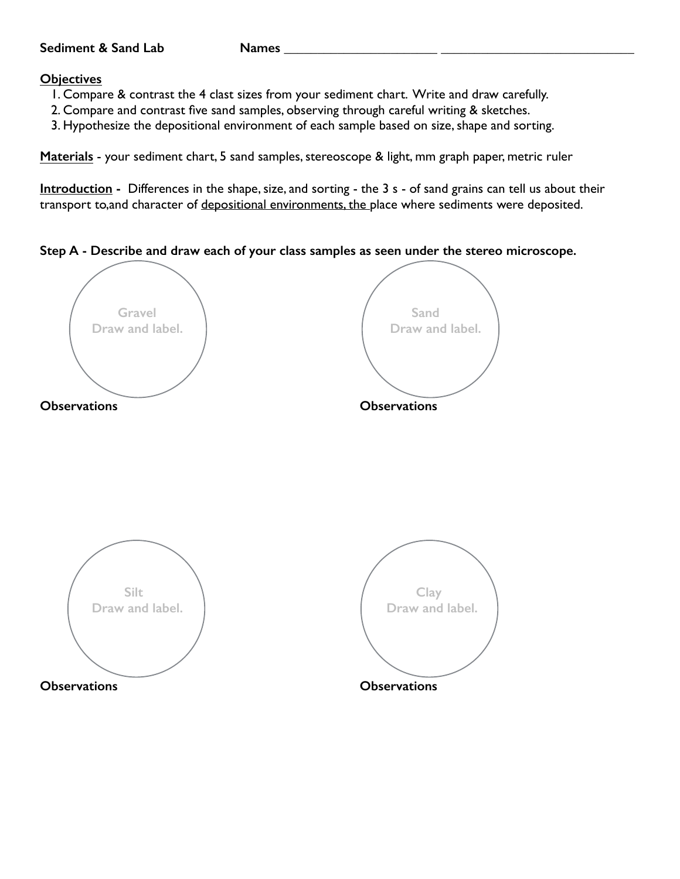**Sediment & Sand Lab** **Names** ______________________ ____________________________

**Objectives**

1. Compare & contrast the 4 clast sizes from your sediment chart. Write and draw carefully.
2. Compare and contrast five sand samples, observing through careful writing & sketches.
3. Hypothesize the depositional environment of each sample based on size, shape and sorting.

**Materials** - your sediment chart, 5 sand samples, stereoscope & light, mm graph paper, metric ruler

**Introduction** - Differences in the shape, size, and sorting - the 3 s - of sand grains can tell us about their transport to,and character of depositional environments, the place where sediments were deposited.

**Step A - Describe and draw each of your class samples as seen under the stereo microscope.**

Gravel
Draw and label.

**Observations**

Sand
Draw and label.

**Observations**

Silt
Draw and label.

**Observations**

Clay
Draw and label.

**Observations**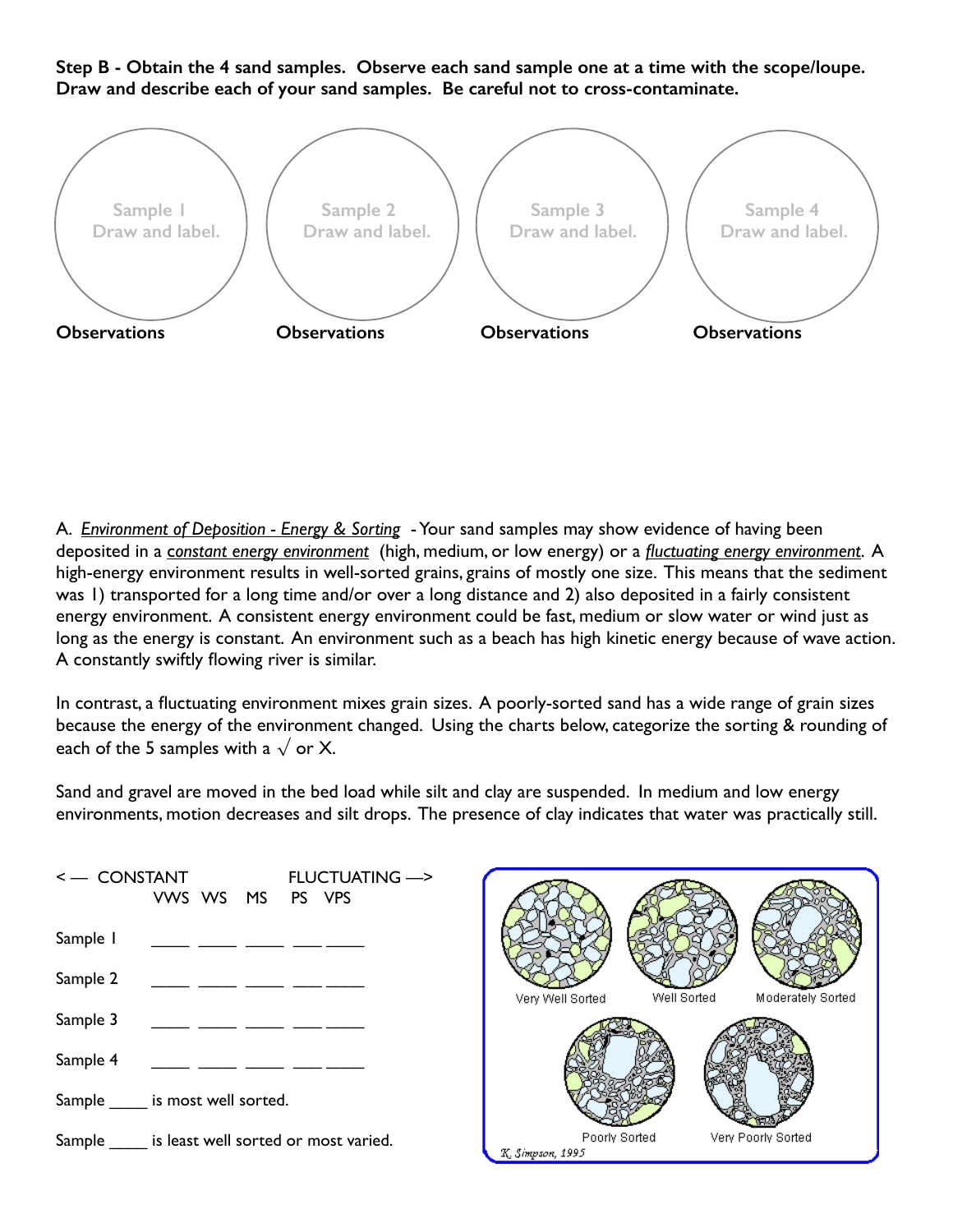**Step B - Obtain the 4 sand samples. Observe each sand sample one at a time with the scope/loupe. Draw and describe each of your sand samples. Be careful not to cross-contaminate.**

Sample 1 Draw and label.

Sample 2 Draw and label.

Sample 3 Draw and label.

Sample 4 Draw and label.

**Observations**

**Observations**

**Observations**

**Observations**

A. *Environment of Deposition - Energy & Sorting* - Your sand samples may show evidence of having been deposited in a *constant energy environment* (high, medium, or low energy) or a *fluctuating energy environment*. A high-energy environment results in well-sorted grains, grains of mostly one size. This means that the sediment was 1) transported for a long time and/or over a long distance and 2) also deposited in a fairly consistent energy environment. A consistent energy environment could be fast, medium or slow water or wind just as long as the energy is constant. An environment such as a beach has high kinetic energy because of wave action. A constantly swiftly flowing river is similar.

In contrast, a fluctuating environment mixes grain sizes. A poorly-sorted sand has a wide range of grain sizes because the energy of the environment changed. Using the charts below, categorize the sorting & rounding of each of the 5 samples with a $\surd$ or X.

Sand and gravel are moved in the bed load while silt and clay are suspended. In medium and low energy environments, motion decreases and silt drops. The presence of clay indicates that water was practically still.

<— CONSTANT FLUCTUATING —>

| | VWS | WS | MS | PS | VPS |
|---|---|---|---|---|---|
| Sample 1 | ____ | ____ | ____ | ____ | ____ |
| Sample 2 | ____ | ____ | ____ | ____ | ____ |
| Sample 3 | ____ | ____ | ____ | ____ | ____ |
| Sample 4 | ____ | ____ | ____ | ____ | ____ |

Sample ____ is most well sorted.

Sample ____ is least well sorted or most varied.

Very Well Sorted, Well Sorted, Moderately Sorted, Poorly Sorted, Very Poorly Sorted

K. Simpson, 1995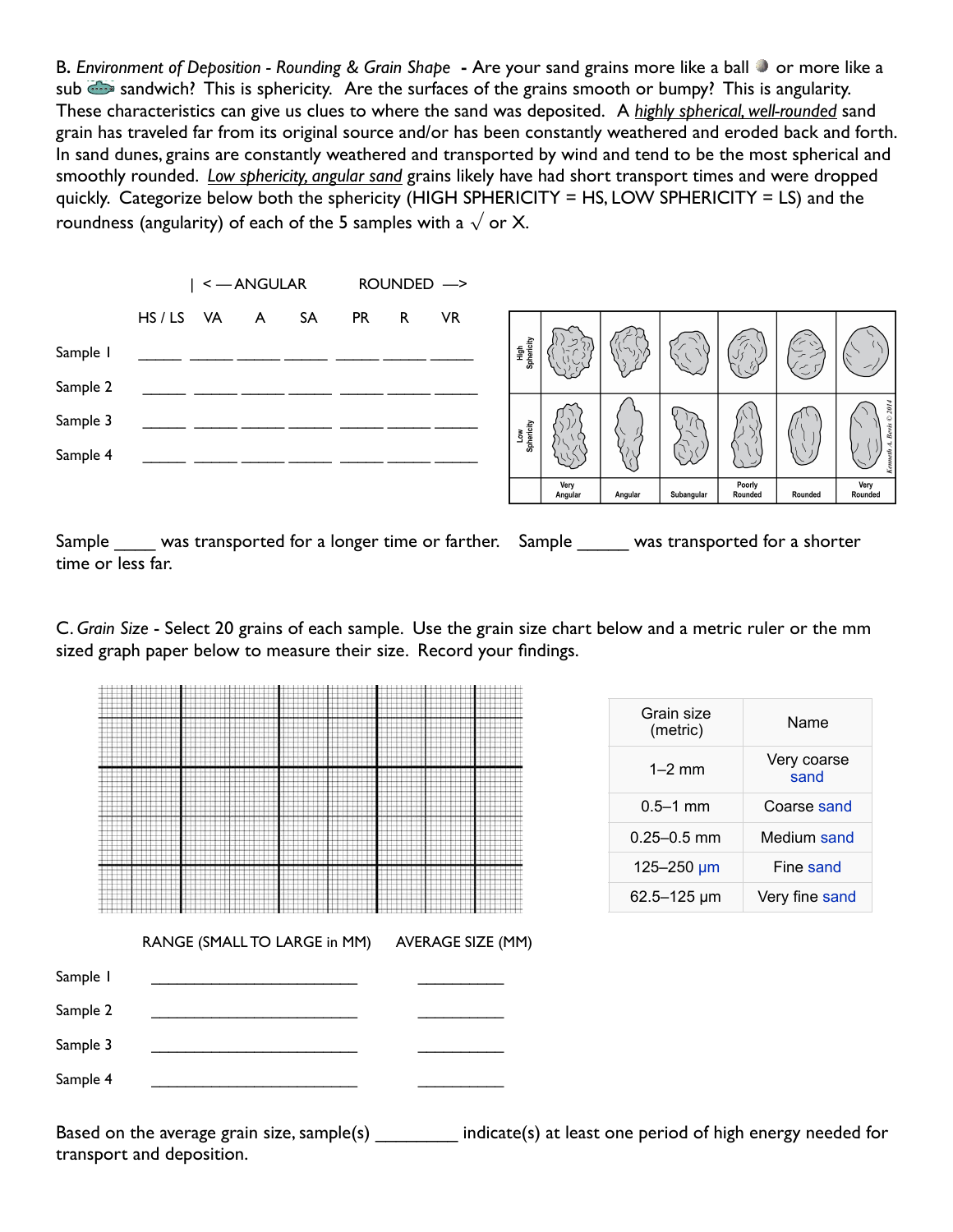B. *Environment of Deposition - Rounding & Grain Shape* - Are your sand grains more like a ball or more like a sub sandwich? This is sphericity. Are the surfaces of the grains smooth or bumpy? This is angularity. These characteristics can give us clues to where the sand was deposited. A *highly spherical, well-rounded* sand grain has traveled far from its original source and/or has been constantly weathered and eroded back and forth. In sand dunes, grains are constantly weathered and transported by wind and tend to be the most spherical and smoothly rounded. *Low sphericity, angular sand* grains likely have had short transport times and were dropped quickly. Categorize below both the sphericity (HIGH SPHERICITY = HS, LOW SPHERICITY = LS) and the roundness (angularity) of each of the 5 samples with a √ or X.

| <— ANGULAR | | | | ROUNDED —> | | | |
|---|---|---|---|---|---|---|---|
| | HS / LS | VA | A | SA | PR | R | VR |
| Sample 1 | _____ | _____ | _____ | _____ | _____ | _____ | _____ |
| Sample 2 | _____ | _____ | _____ | _____ | _____ | _____ | _____ |
| Sample 3 | _____ | _____ | _____ | _____ | _____ | _____ | _____ |
| Sample 4 | _____ | _____ | _____ | _____ | _____ | _____ | _____ |

| | Very Angular | Angular | Subangular | Poorly Rounded | Rounded | Very Rounded |
|---|---|---|---|---|---|---|
| High Sphericity | | | | | | |
| Low Sphericity | | | | | | |

Kenneth A. Brown © 2014

Sample ____ was transported for a longer time or farther. Sample _____ was transported for a shorter time or less far.

C. *Grain Size* - Select 20 grains of each sample. Use the grain size chart below and a metric ruler or the mm sized graph paper below to measure their size. Record your findings.

| Grain size (metric) | Name |
|---|---|
| 1–2 mm | Very coarse sand |
| 0.5–1 mm | Coarse sand |
| 0.25–0.5 mm | Medium sand |
| 125–250 μm | Fine sand |
| 62.5–125 μm | Very fine sand |

| | RANGE (SMALL TO LARGE in MM) | AVERAGE SIZE (MM) |
|---|---|---|
| Sample 1 | ________________________ | __________ |
| Sample 2 | ________________________ | __________ |
| Sample 3 | ________________________ | __________ |
| Sample 4 | ________________________ | __________ |

Based on the average grain size, sample(s) ________ indicate(s) at least one period of high energy needed for transport and deposition.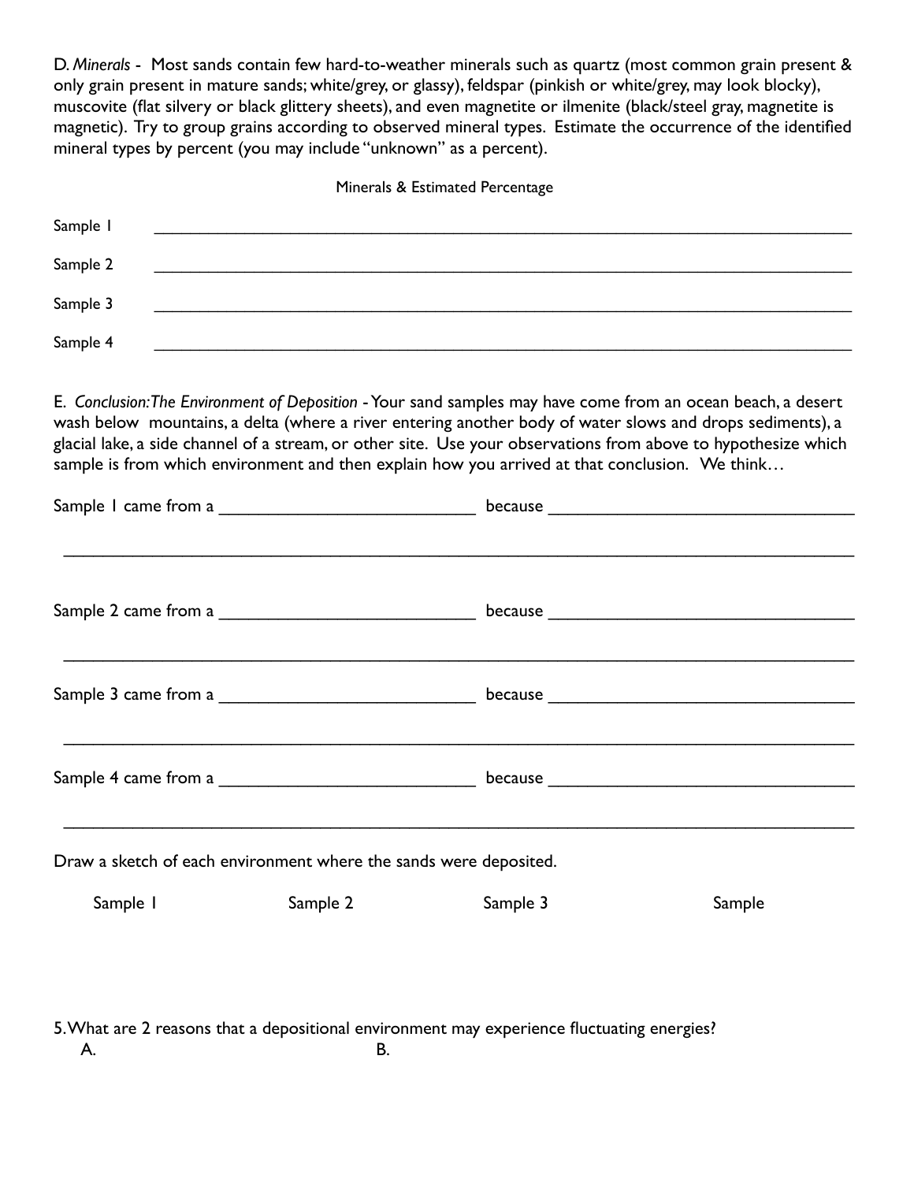D. *Minerals* - Most sands contain few hard-to-weather minerals such as quartz (most common grain present & only grain present in mature sands; white/grey, or glassy), feldspar (pinkish or white/grey, may look blocky), muscovite (flat silvery or black glittery sheets), and even magnetite or ilmenite (black/steel gray, magnetite is magnetic). Try to group grains according to observed mineral types. Estimate the occurrence of the identified mineral types by percent (you may include "unknown" as a percent).

Minerals & Estimated Percentage

Sample 1 ______________________________________________________________________

Sample 2 ______________________________________________________________________

Sample 3 ______________________________________________________________________

Sample 4 ______________________________________________________________________

E. *Conclusion: The Environment of Deposition* - Your sand samples may have come from an ocean beach, a desert wash below mountains, a delta (where a river entering another body of water slows and drops sediments), a glacial lake, a side channel of a stream, or other site. Use your observations from above to hypothesize which sample is from which environment and then explain how you arrived at that conclusion. We think…

Sample 1 came from a ___________________________ because ______________________________

______________________________________________________________________________

Sample 2 came from a ___________________________ because ______________________________

______________________________________________________________________________

Sample 3 came from a ___________________________ because ______________________________

______________________________________________________________________________

Sample 4 came from a ___________________________ because ______________________________

______________________________________________________________________________

Draw a sketch of each environment where the sands were deposited.

Sample 1 &nbsp;&nbsp;&nbsp;&nbsp; Sample 2 &nbsp;&nbsp;&nbsp;&nbsp; Sample 3 &nbsp;&nbsp;&nbsp;&nbsp; Sample

5. What are 2 reasons that a depositional environment may experience fluctuating energies?

A.

B.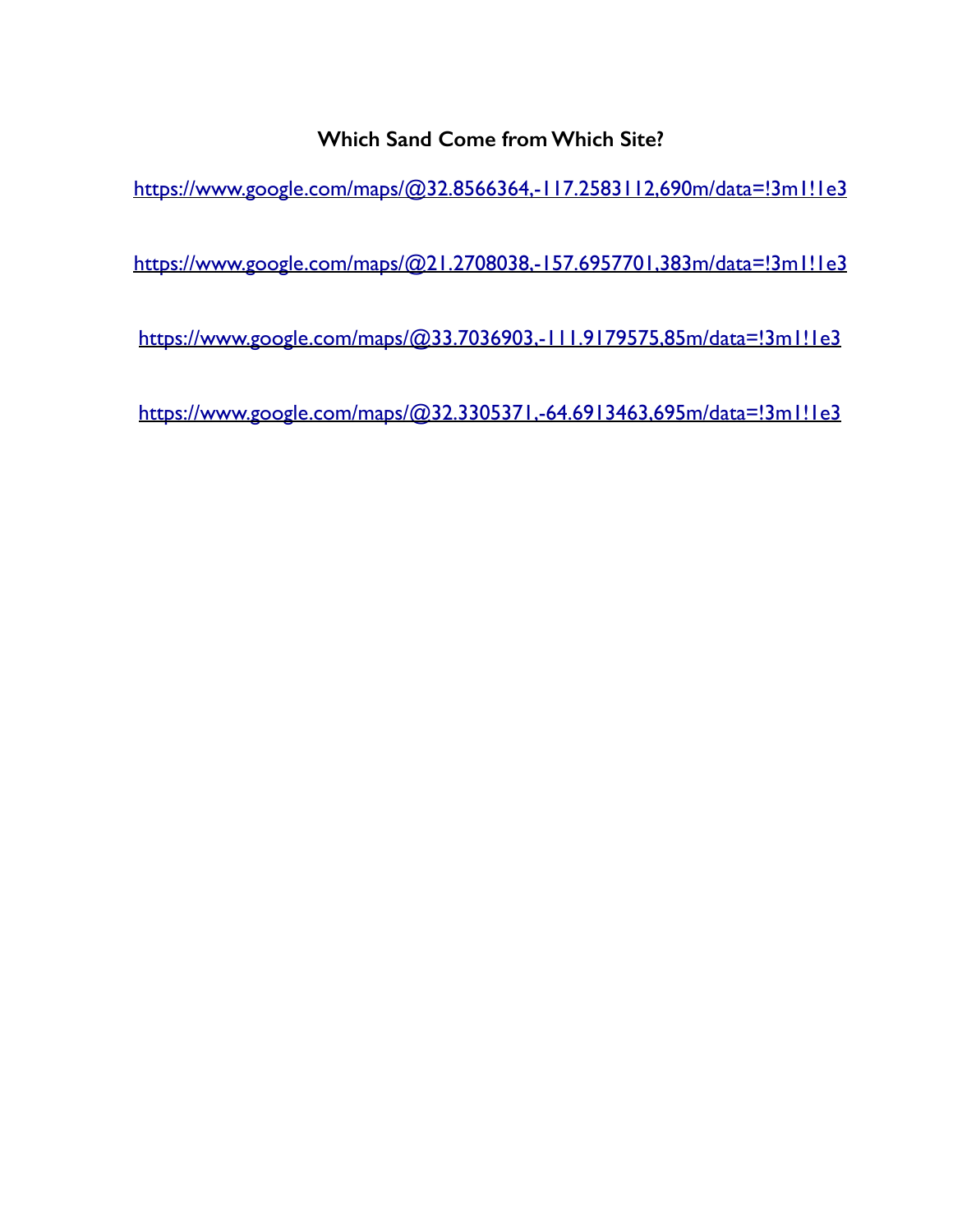**Which Sand Come from Which Site?**

https://www.google.com/maps/@32.8566364,-117.2583112,690m/data=!3m1!1e3

https://www.google.com/maps/@21.2708038,-157.6957701,383m/data=!3m1!1e3

https://www.google.com/maps/@33.7036903,-111.9179575,85m/data=!3m1!1e3

https://www.google.com/maps/@32.3305371,-64.6913463,695m/data=!3m1!1e3